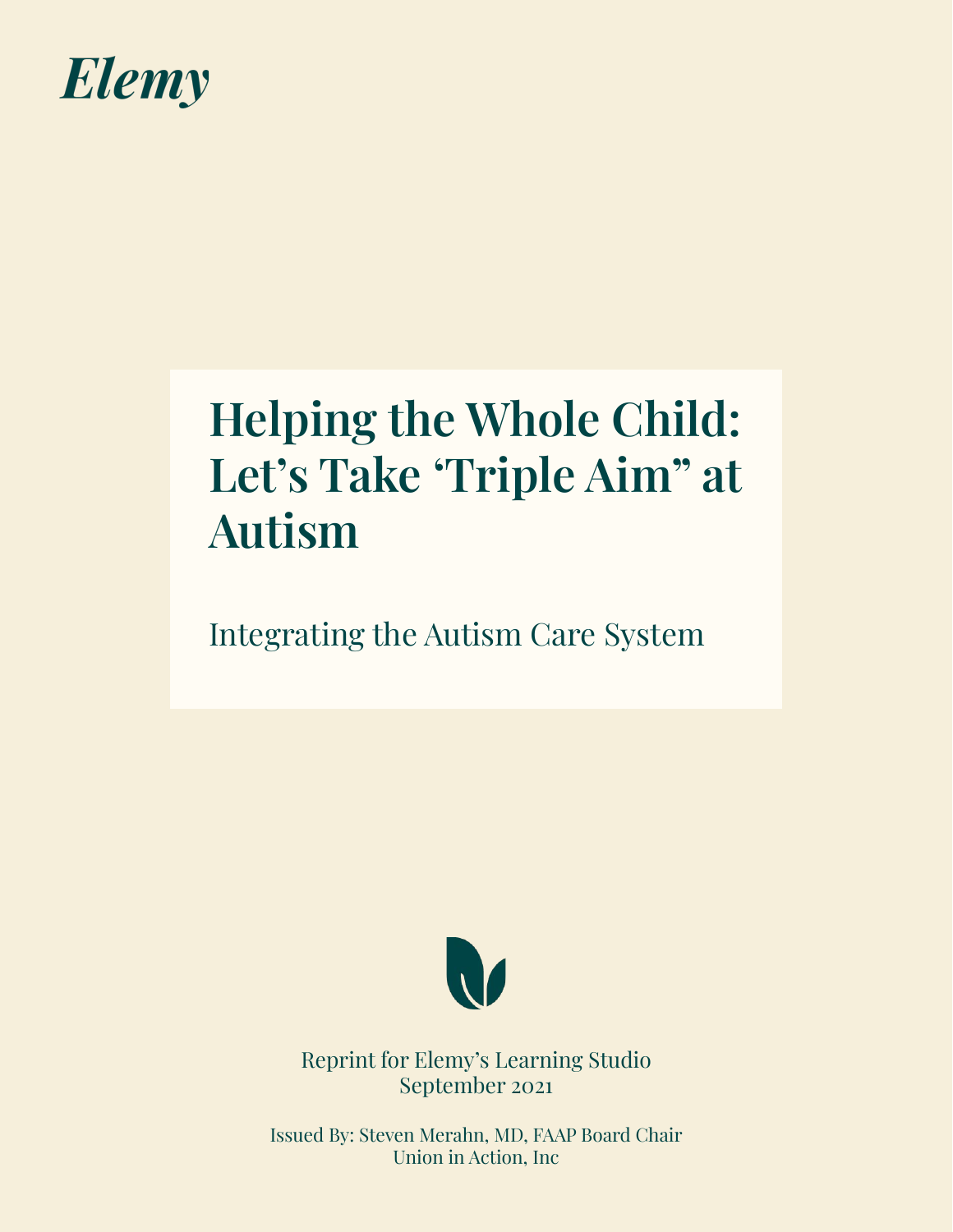Elemy

# Helping the Whole Child: Let's Take 'Triple Aim" at Autism

## Integrating the Autism Care System

Reprint for Elemy's Learning Studio
September 2021

Issued By: Steven Merahn, MD, FAAP Board Chair
Union in Action, Inc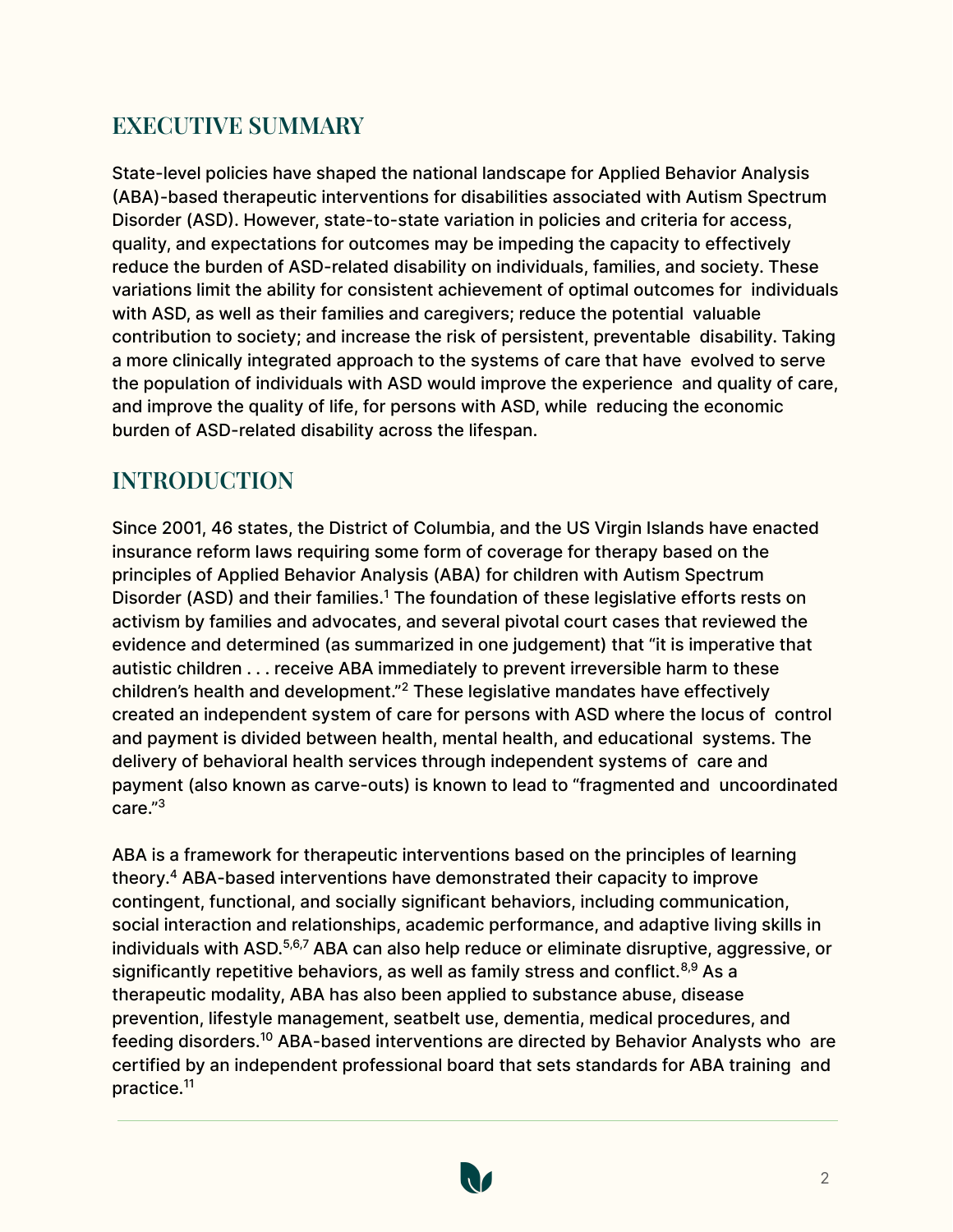## EXECUTIVE SUMMARY

State-level policies have shaped the national landscape for Applied Behavior Analysis (ABA)-based therapeutic interventions for disabilities associated with Autism Spectrum Disorder (ASD). However, state-to-state variation in policies and criteria for access, quality, and expectations for outcomes may be impeding the capacity to effectively reduce the burden of ASD-related disability on individuals, families, and society. These variations limit the ability for consistent achievement of optimal outcomes for individuals with ASD, as well as their families and caregivers; reduce the potential valuable contribution to society; and increase the risk of persistent, preventable disability. Taking a more clinically integrated approach to the systems of care that have evolved to serve the population of individuals with ASD would improve the experience and quality of care, and improve the quality of life, for persons with ASD, while reducing the economic burden of ASD-related disability across the lifespan.

## INTRODUCTION

Since 2001, 46 states, the District of Columbia, and the US Virgin Islands have enacted insurance reform laws requiring some form of coverage for therapy based on the principles of Applied Behavior Analysis (ABA) for children with Autism Spectrum Disorder (ASD) and their families.[1] The foundation of these legislative efforts rests on activism by families and advocates, and several pivotal court cases that reviewed the evidence and determined (as summarized in one judgement) that "it is imperative that autistic children . . . receive ABA immediately to prevent irreversible harm to these children's health and development."[2] These legislative mandates have effectively created an independent system of care for persons with ASD where the locus of control and payment is divided between health, mental health, and educational systems. The delivery of behavioral health services through independent systems of care and payment (also known as carve-outs) is known to lead to "fragmented and uncoordinated care."[3]

ABA is a framework for therapeutic interventions based on the principles of learning theory.[4] ABA-based interventions have demonstrated their capacity to improve contingent, functional, and socially significant behaviors, including communication, social interaction and relationships, academic performance, and adaptive living skills in individuals with ASD.[5,6,7] ABA can also help reduce or eliminate disruptive, aggressive, or significantly repetitive behaviors, as well as family stress and conflict.[8,9] As a therapeutic modality, ABA has also been applied to substance abuse, disease prevention, lifestyle management, seatbelt use, dementia, medical procedures, and feeding disorders.[10] ABA-based interventions are directed by Behavior Analysts who are certified by an independent professional board that sets standards for ABA training and practice.[11]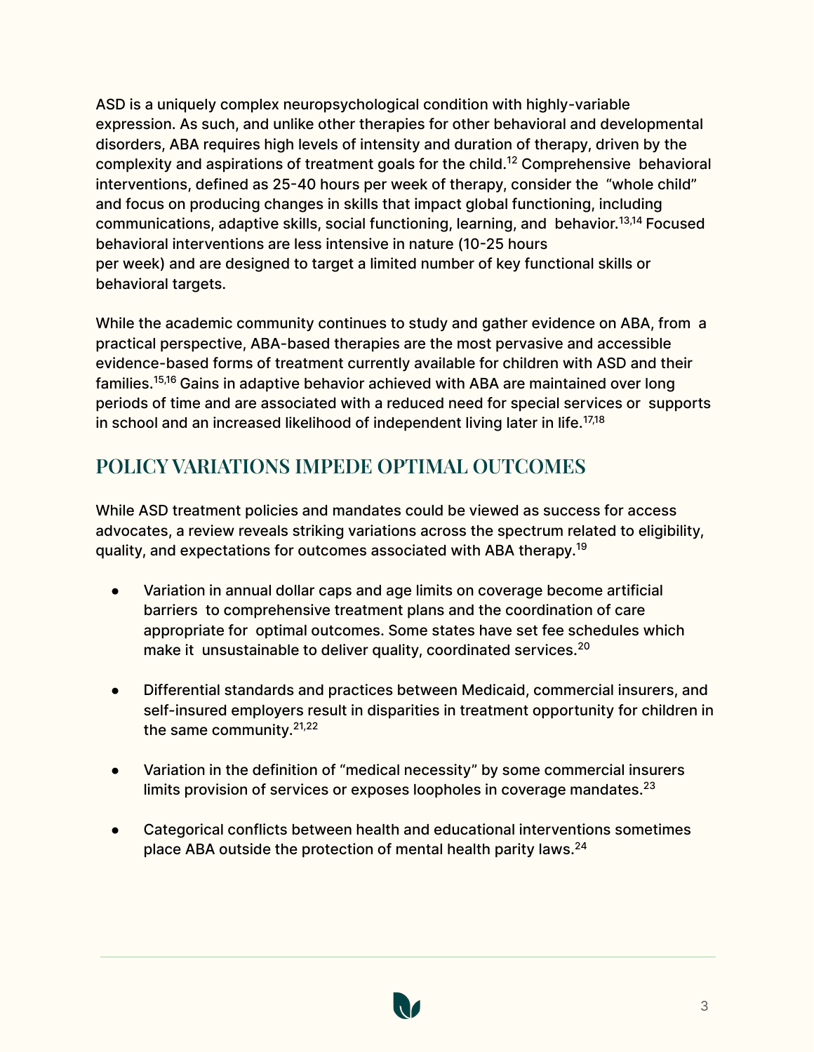ASD is a uniquely complex neuropsychological condition with highly-variable expression. As such, and unlike other therapies for other behavioral and developmental disorders, ABA requires high levels of intensity and duration of therapy, driven by the complexity and aspirations of treatment goals for the child.[12] Comprehensive behavioral interventions, defined as 25-40 hours per week of therapy, consider the "whole child" and focus on producing changes in skills that impact global functioning, including communications, adaptive skills, social functioning, learning, and behavior.[13,14] Focused behavioral interventions are less intensive in nature (10-25 hours per week) and are designed to target a limited number of key functional skills or behavioral targets.

While the academic community continues to study and gather evidence on ABA, from a practical perspective, ABA-based therapies are the most pervasive and accessible evidence-based forms of treatment currently available for children with ASD and their families.[15,16] Gains in adaptive behavior achieved with ABA are maintained over long periods of time and are associated with a reduced need for special services or supports in school and an increased likelihood of independent living later in life.[17,18]

## POLICY VARIATIONS IMPEDE OPTIMAL OUTCOMES

While ASD treatment policies and mandates could be viewed as success for access advocates, a review reveals striking variations across the spectrum related to eligibility, quality, and expectations for outcomes associated with ABA therapy.[19]

- Variation in annual dollar caps and age limits on coverage become artificial barriers to comprehensive treatment plans and the coordination of care appropriate for optimal outcomes. Some states have set fee schedules which make it unsustainable to deliver quality, coordinated services.[20]

- Differential standards and practices between Medicaid, commercial insurers, and self-insured employers result in disparities in treatment opportunity for children in the same community.[21,22]

- Variation in the definition of "medical necessity" by some commercial insurers limits provision of services or exposes loopholes in coverage mandates.[23]

- Categorical conflicts between health and educational interventions sometimes place ABA outside the protection of mental health parity laws.[24]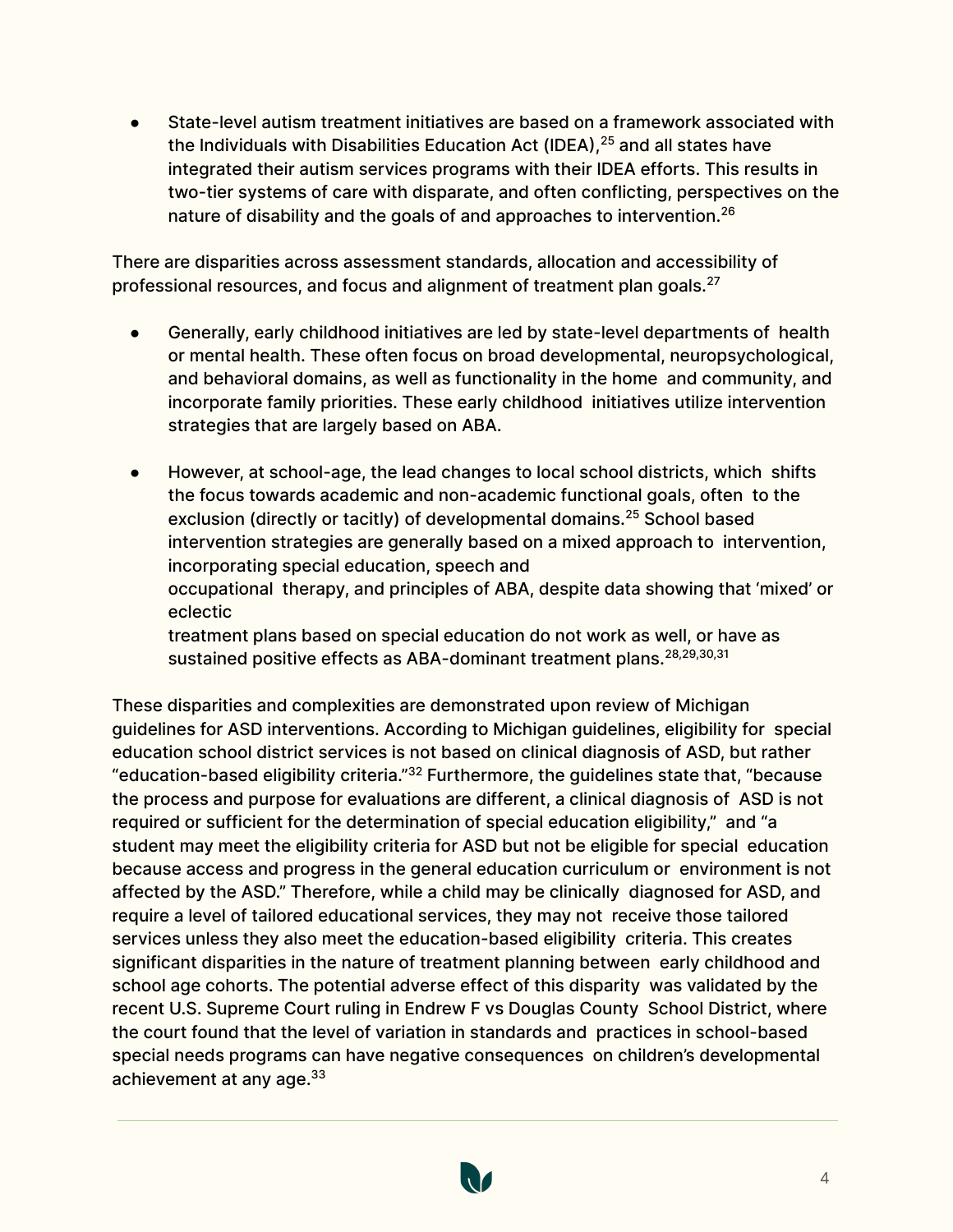- State-level autism treatment initiatives are based on a framework associated with the Individuals with Disabilities Education Act (IDEA),[25] and all states have integrated their autism services programs with their IDEA efforts. This results in two-tier systems of care with disparate, and often conflicting, perspectives on the nature of disability and the goals of and approaches to intervention.[26]

There are disparities across assessment standards, allocation and accessibility of professional resources, and focus and alignment of treatment plan goals.[27]

- Generally, early childhood initiatives are led by state-level departments of health or mental health. These often focus on broad developmental, neuropsychological, and behavioral domains, as well as functionality in the home and community, and incorporate family priorities. These early childhood initiatives utilize intervention strategies that are largely based on ABA.

- However, at school-age, the lead changes to local school districts, which shifts the focus towards academic and non-academic functional goals, often to the exclusion (directly or tacitly) of developmental domains.[25] School based intervention strategies are generally based on a mixed approach to intervention, incorporating special education, speech and occupational therapy, and principles of ABA, despite data showing that 'mixed' or eclectic treatment plans based on special education do not work as well, or have as sustained positive effects as ABA-dominant treatment plans.[28,29,30,31]

These disparities and complexities are demonstrated upon review of Michigan guidelines for ASD interventions. According to Michigan guidelines, eligibility for special education school district services is not based on clinical diagnosis of ASD, but rather "education-based eligibility criteria."[32] Furthermore, the guidelines state that, "because the process and purpose for evaluations are different, a clinical diagnosis of ASD is not required or sufficient for the determination of special education eligibility," and "a student may meet the eligibility criteria for ASD but not be eligible for special education because access and progress in the general education curriculum or environment is not affected by the ASD." Therefore, while a child may be clinically diagnosed for ASD, and require a level of tailored educational services, they may not receive those tailored services unless they also meet the education-based eligibility criteria. This creates significant disparities in the nature of treatment planning between early childhood and school age cohorts. The potential adverse effect of this disparity was validated by the recent U.S. Supreme Court ruling in Endrew F vs Douglas County School District, where the court found that the level of variation in standards and practices in school-based special needs programs can have negative consequences on children's developmental achievement at any age.[33]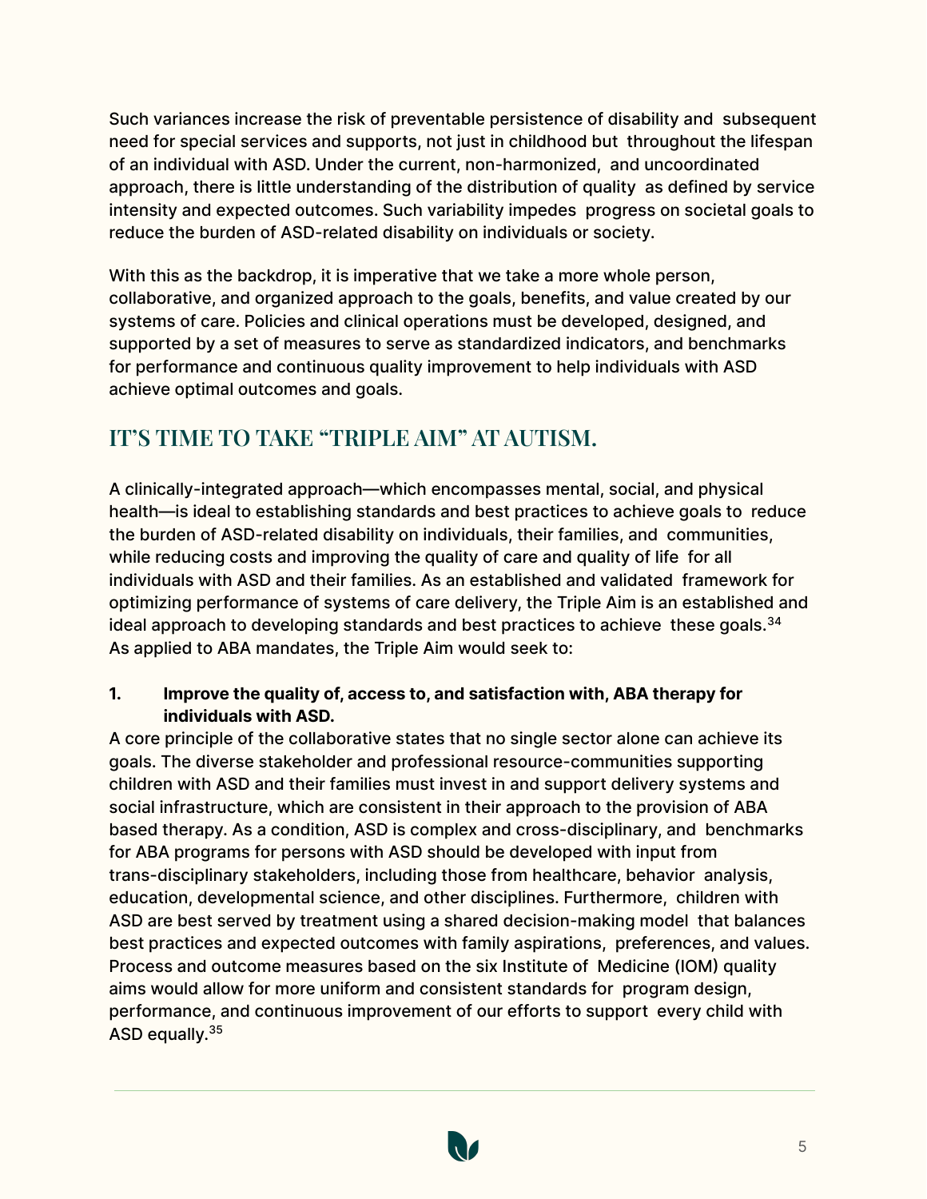Such variances increase the risk of preventable persistence of disability and subsequent need for special services and supports, not just in childhood but throughout the lifespan of an individual with ASD. Under the current, non-harmonized, and uncoordinated approach, there is little understanding of the distribution of quality as defined by service intensity and expected outcomes. Such variability impedes progress on societal goals to reduce the burden of ASD-related disability on individuals or society.

With this as the backdrop, it is imperative that we take a more whole person, collaborative, and organized approach to the goals, benefits, and value created by our systems of care. Policies and clinical operations must be developed, designed, and supported by a set of measures to serve as standardized indicators, and benchmarks for performance and continuous quality improvement to help individuals with ASD achieve optimal outcomes and goals.

## IT'S TIME TO TAKE "TRIPLE AIM" AT AUTISM.

A clinically-integrated approach—which encompasses mental, social, and physical health—is ideal to establishing standards and best practices to achieve goals to reduce the burden of ASD-related disability on individuals, their families, and communities, while reducing costs and improving the quality of care and quality of life for all individuals with ASD and their families. As an established and validated framework for optimizing performance of systems of care delivery, the Triple Aim is an established and ideal approach to developing standards and best practices to achieve these goals.[34] As applied to ABA mandates, the Triple Aim would seek to:

**1. Improve the quality of, access to, and satisfaction with, ABA therapy for individuals with ASD.**

A core principle of the collaborative states that no single sector alone can achieve its goals. The diverse stakeholder and professional resource-communities supporting children with ASD and their families must invest in and support delivery systems and social infrastructure, which are consistent in their approach to the provision of ABA based therapy. As a condition, ASD is complex and cross-disciplinary, and benchmarks for ABA programs for persons with ASD should be developed with input from trans-disciplinary stakeholders, including those from healthcare, behavior analysis, education, developmental science, and other disciplines. Furthermore, children with ASD are best served by treatment using a shared decision-making model that balances best practices and expected outcomes with family aspirations, preferences, and values. Process and outcome measures based on the six Institute of Medicine (IOM) quality aims would allow for more uniform and consistent standards for program design, performance, and continuous improvement of our efforts to support every child with ASD equally.[35]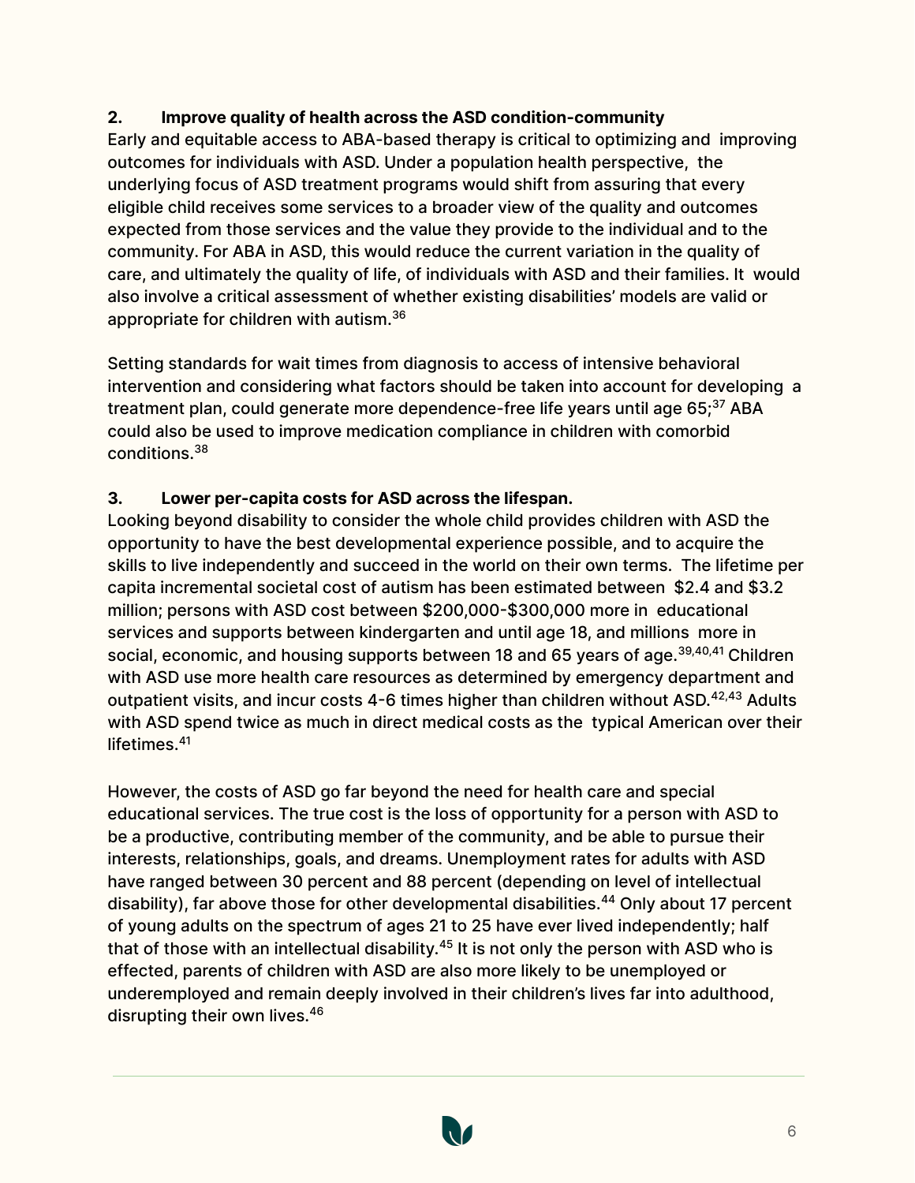### 2. Improve quality of health across the ASD condition-community

Early and equitable access to ABA-based therapy is critical to optimizing and improving outcomes for individuals with ASD. Under a population health perspective, the underlying focus of ASD treatment programs would shift from assuring that every eligible child receives some services to a broader view of the quality and outcomes expected from those services and the value they provide to the individual and to the community. For ABA in ASD, this would reduce the current variation in the quality of care, and ultimately the quality of life, of individuals with ASD and their families. It would also involve a critical assessment of whether existing disabilities' models are valid or appropriate for children with autism.[36]

Setting standards for wait times from diagnosis to access of intensive behavioral intervention and considering what factors should be taken into account for developing a treatment plan, could generate more dependence-free life years until age 65;[37] ABA could also be used to improve medication compliance in children with comorbid conditions.[38]

### 3. Lower per-capita costs for ASD across the lifespan.

Looking beyond disability to consider the whole child provides children with ASD the opportunity to have the best developmental experience possible, and to acquire the skills to live independently and succeed in the world on their own terms. The lifetime per capita incremental societal cost of autism has been estimated between $2.4 and $3.2 million; persons with ASD cost between $200,000-$300,000 more in educational services and supports between kindergarten and until age 18, and millions more in social, economic, and housing supports between 18 and 65 years of age.[39,40,41] Children with ASD use more health care resources as determined by emergency department and outpatient visits, and incur costs 4-6 times higher than children without ASD.[42,43] Adults with ASD spend twice as much in direct medical costs as the typical American over their lifetimes.[41]

However, the costs of ASD go far beyond the need for health care and special educational services. The true cost is the loss of opportunity for a person with ASD to be a productive, contributing member of the community, and be able to pursue their interests, relationships, goals, and dreams. Unemployment rates for adults with ASD have ranged between 30 percent and 88 percent (depending on level of intellectual disability), far above those for other developmental disabilities.[44] Only about 17 percent of young adults on the spectrum of ages 21 to 25 have ever lived independently; half that of those with an intellectual disability.[45] It is not only the person with ASD who is effected, parents of children with ASD are also more likely to be unemployed or underemployed and remain deeply involved in their children's lives far into adulthood, disrupting their own lives.[46]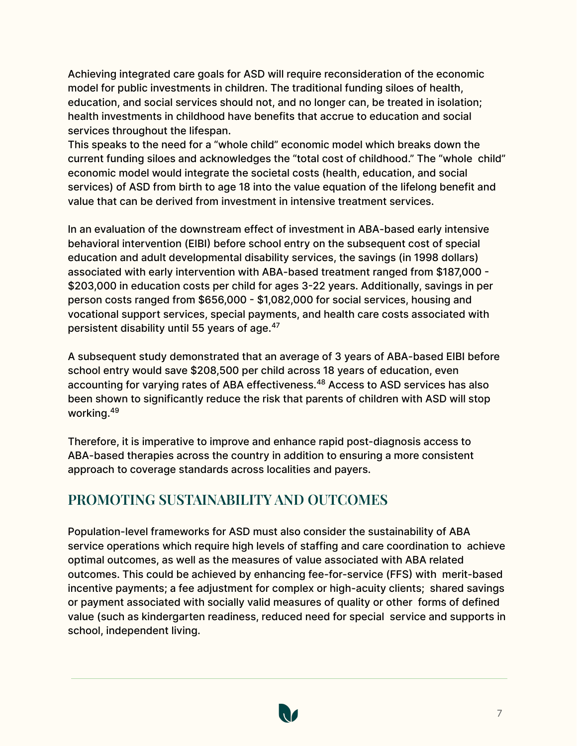Achieving integrated care goals for ASD will require reconsideration of the economic model for public investments in children. The traditional funding siloes of health, education, and social services should not, and no longer can, be treated in isolation; health investments in childhood have benefits that accrue to education and social services throughout the lifespan.
This speaks to the need for a "whole child" economic model which breaks down the current funding siloes and acknowledges the "total cost of childhood." The "whole child" economic model would integrate the societal costs (health, education, and social services) of ASD from birth to age 18 into the value equation of the lifelong benefit and value that can be derived from investment in intensive treatment services.

In an evaluation of the downstream effect of investment in ABA-based early intensive behavioral intervention (EIBI) before school entry on the subsequent cost of special education and adult developmental disability services, the savings (in 1998 dollars) associated with early intervention with ABA-based treatment ranged from $187,000 - $203,000 in education costs per child for ages 3-22 years. Additionally, savings in per person costs ranged from $656,000 - $1,082,000 for social services, housing and vocational support services, special payments, and health care costs associated with persistent disability until 55 years of age.[47]

A subsequent study demonstrated that an average of 3 years of ABA-based EIBI before school entry would save $208,500 per child across 18 years of education, even accounting for varying rates of ABA effectiveness.[48] Access to ASD services has also been shown to significantly reduce the risk that parents of children with ASD will stop working.[49]

Therefore, it is imperative to improve and enhance rapid post-diagnosis access to ABA-based therapies across the country in addition to ensuring a more consistent approach to coverage standards across localities and payers.

## PROMOTING SUSTAINABILITY AND OUTCOMES

Population-level frameworks for ASD must also consider the sustainability of ABA service operations which require high levels of staffing and care coordination to achieve optimal outcomes, as well as the measures of value associated with ABA related outcomes. This could be achieved by enhancing fee-for-service (FFS) with merit-based incentive payments; a fee adjustment for complex or high-acuity clients; shared savings or payment associated with socially valid measures of quality or other forms of defined value (such as kindergarten readiness, reduced need for special service and supports in school, independent living.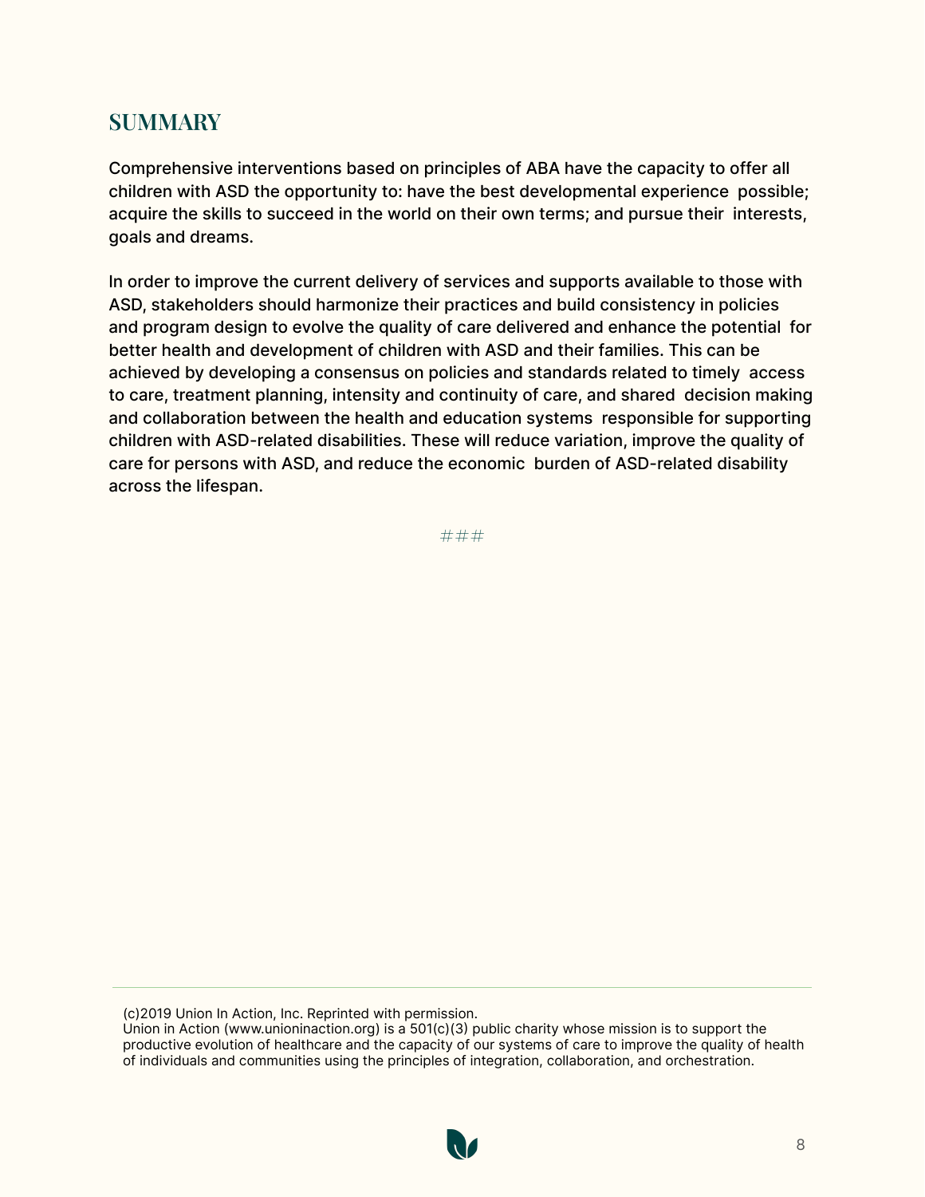## SUMMARY

Comprehensive interventions based on principles of ABA have the capacity to offer all children with ASD the opportunity to: have the best developmental experience possible; acquire the skills to succeed in the world on their own terms; and pursue their interests, goals and dreams.

In order to improve the current delivery of services and supports available to those with ASD, stakeholders should harmonize their practices and build consistency in policies and program design to evolve the quality of care delivered and enhance the potential for better health and development of children with ASD and their families. This can be achieved by developing a consensus on policies and standards related to timely access to care, treatment planning, intensity and continuity of care, and shared decision making and collaboration between the health and education systems responsible for supporting children with ASD-related disabilities. These will reduce variation, improve the quality of care for persons with ASD, and reduce the economic burden of ASD-related disability across the lifespan.

###

---

(c)2019 Union In Action, Inc. Reprinted with permission.
Union in Action (www.unioninaction.org) is a 501(c)(3) public charity whose mission is to support the productive evolution of healthcare and the capacity of our systems of care to improve the quality of health of individuals and communities using the principles of integration, collaboration, and orchestration.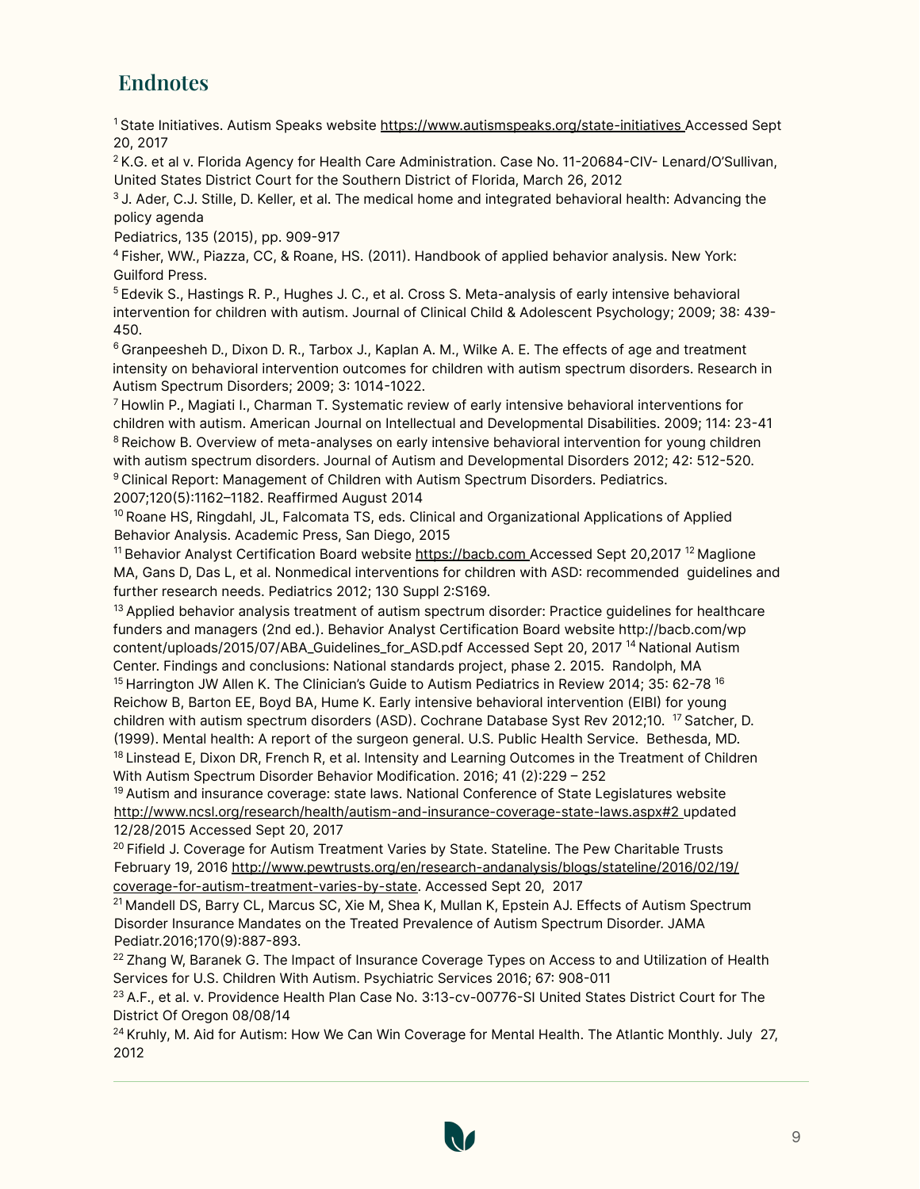## Endnotes

[1] State Initiatives. Autism Speaks website https://www.autismspeaks.org/state-initiatives Accessed Sept 20, 2017

[2] K.G. et al v. Florida Agency for Health Care Administration. Case No. 11-20684-CIV- Lenard/O'Sullivan, United States District Court for the Southern District of Florida, March 26, 2012

[3] J. Ader, C.J. Stille, D. Keller, et al. The medical home and integrated behavioral health: Advancing the policy agenda
Pediatrics, 135 (2015), pp. 909-917

[4] Fisher, WW., Piazza, CC, & Roane, HS. (2011). Handbook of applied behavior analysis. New York: Guilford Press.

[5] Edevik S., Hastings R. P., Hughes J. C., et al. Cross S. Meta-analysis of early intensive behavioral intervention for children with autism. Journal of Clinical Child & Adolescent Psychology; 2009; 38: 439-450.

[6] Granpeesheh D., Dixon D. R., Tarbox J., Kaplan A. M., Wilke A. E. The effects of age and treatment intensity on behavioral intervention outcomes for children with autism spectrum disorders. Research in Autism Spectrum Disorders; 2009; 3: 1014-1022.

[7] Howlin P., Magiati I., Charman T. Systematic review of early intensive behavioral interventions for children with autism. American Journal on Intellectual and Developmental Disabilities. 2009; 114: 23-41

[8] Reichow B. Overview of meta-analyses on early intensive behavioral intervention for young children with autism spectrum disorders. Journal of Autism and Developmental Disorders 2012; 42: 512-520.

[9] Clinical Report: Management of Children with Autism Spectrum Disorders. Pediatrics. 2007;120(5):1162–1182. Reaffirmed August 2014

[10] Roane HS, Ringdahl, JL, Falcomata TS, eds. Clinical and Organizational Applications of Applied Behavior Analysis. Academic Press, San Diego, 2015

[11] Behavior Analyst Certification Board website https://bacb.com Accessed Sept 20,2017

[12] Maglione MA, Gans D, Das L, et al. Nonmedical interventions for children with ASD: recommended guidelines and further research needs. Pediatrics 2012; 130 Suppl 2:S169.

[13] Applied behavior analysis treatment of autism spectrum disorder: Practice guidelines for healthcare funders and managers (2nd ed.). Behavior Analyst Certification Board website http://bacb.com/wp content/uploads/2015/07/ABA_Guidelines_for_ASD.pdf Accessed Sept 20, 2017

[14] National Autism Center. Findings and conclusions: National standards project, phase 2. 2015. Randolph, MA

[15] Harrington JW Allen K. The Clinician's Guide to Autism Pediatrics in Review 2014; 35: 62-78

[16] Reichow B, Barton EE, Boyd BA, Hume K. Early intensive behavioral intervention (EIBI) for young children with autism spectrum disorders (ASD). Cochrane Database Syst Rev 2012;10.

[17] Satcher, D. (1999). Mental health: A report of the surgeon general. U.S. Public Health Service. Bethesda, MD.

[18] Linstead E, Dixon DR, French R, et al. Intensity and Learning Outcomes in the Treatment of Children With Autism Spectrum Disorder Behavior Modification. 2016; 41 (2):229 – 252

[19] Autism and insurance coverage: state laws. National Conference of State Legislatures website http://www.ncsl.org/research/health/autism-and-insurance-coverage-state-laws.aspx#2 updated 12/28/2015 Accessed Sept 20, 2017

[20] Fifield J. Coverage for Autism Treatment Varies by State. Stateline. The Pew Charitable Trusts February 19, 2016 http://www.pewtrusts.org/en/research-andanalysis/blogs/stateline/2016/02/19/coverage-for-autism-treatment-varies-by-state. Accessed Sept 20, 2017

[21] Mandell DS, Barry CL, Marcus SC, Xie M, Shea K, Mullan K, Epstein AJ. Effects of Autism Spectrum Disorder Insurance Mandates on the Treated Prevalence of Autism Spectrum Disorder. JAMA Pediatr.2016;170(9):887-893.

[22] Zhang W, Baranek G. The Impact of Insurance Coverage Types on Access to and Utilization of Health Services for U.S. Children With Autism. Psychiatric Services 2016; 67: 908-011

[23] A.F., et al. v. Providence Health Plan Case No. 3:13-cv-00776-SI United States District Court for The District Of Oregon 08/08/14

[24] Kruhly, M. Aid for Autism: How We Can Win Coverage for Mental Health. The Atlantic Monthly. July 27, 2012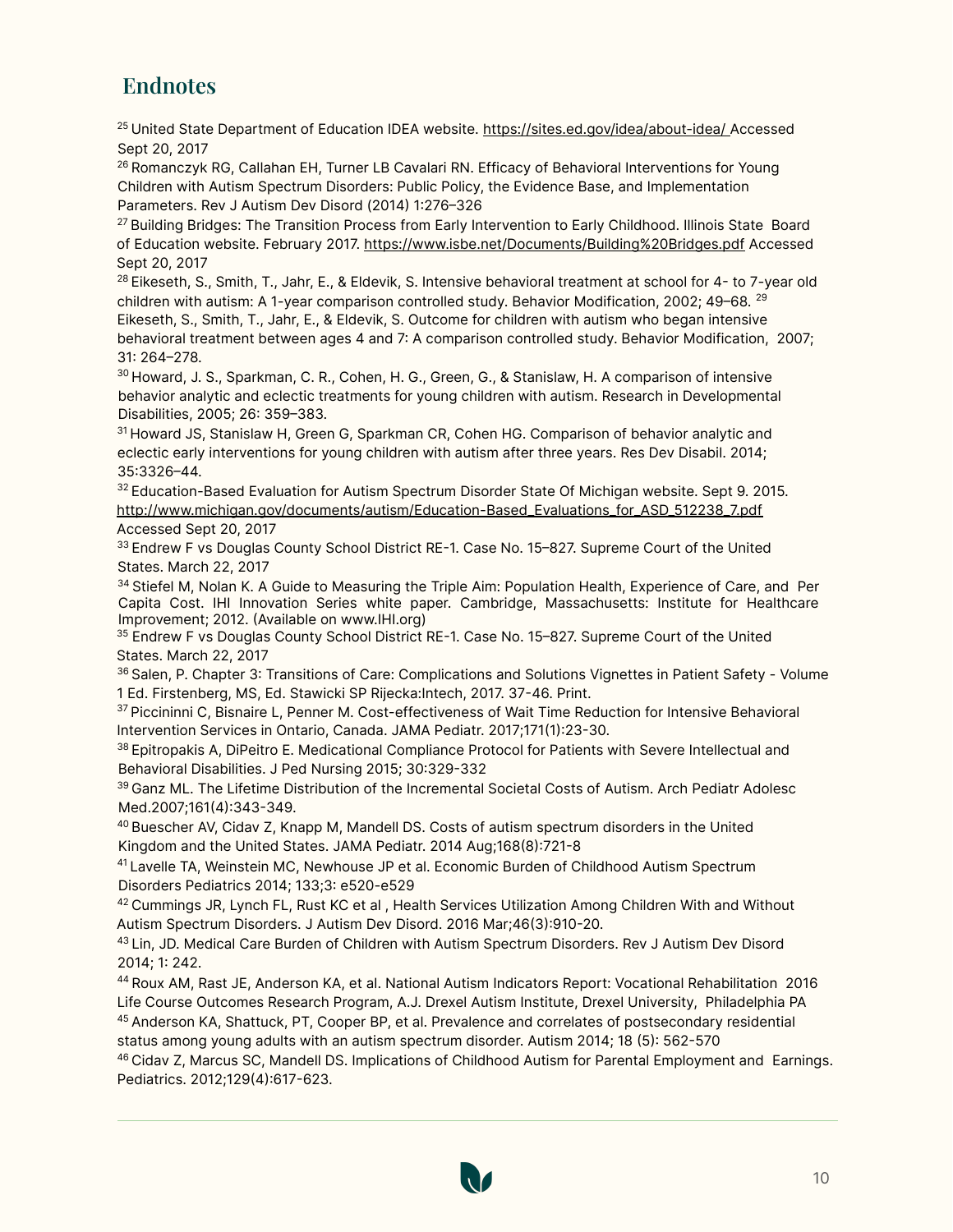## Endnotes

[25] United State Department of Education IDEA website. https://sites.ed.gov/idea/about-idea/ Accessed Sept 20, 2017

[26] Romanczyk RG, Callahan EH, Turner LB Cavalari RN. Efficacy of Behavioral Interventions for Young Children with Autism Spectrum Disorders: Public Policy, the Evidence Base, and Implementation Parameters. Rev J Autism Dev Disord (2014) 1:276–326

[27] Building Bridges: The Transition Process from Early Intervention to Early Childhood. Illinois State Board of Education website. February 2017. https://www.isbe.net/Documents/Building%20Bridges.pdf Accessed Sept 20, 2017

[28] Eikeseth, S., Smith, T., Jahr, E., & Eldevik, S. Intensive behavioral treatment at school for 4- to 7-year old children with autism: A 1-year comparison controlled study. Behavior Modification, 2002; 49–68.

[29] Eikeseth, S., Smith, T., Jahr, E., & Eldevik, S. Outcome for children with autism who began intensive behavioral treatment between ages 4 and 7: A comparison controlled study. Behavior Modification, 2007; 31: 264–278.

[30] Howard, J. S., Sparkman, C. R., Cohen, H. G., Green, G., & Stanislaw, H. A comparison of intensive behavior analytic and eclectic treatments for young children with autism. Research in Developmental Disabilities, 2005; 26: 359–383.

[31] Howard JS, Stanislaw H, Green G, Sparkman CR, Cohen HG. Comparison of behavior analytic and eclectic early interventions for young children with autism after three years. Res Dev Disabil. 2014; 35:3326–44.

[32] Education-Based Evaluation for Autism Spectrum Disorder State Of Michigan website. Sept 9. 2015. http://www.michigan.gov/documents/autism/Education-Based_Evaluations_for_ASD_512238_7.pdf Accessed Sept 20, 2017

[33] Endrew F vs Douglas County School District RE-1. Case No. 15–827. Supreme Court of the United States. March 22, 2017

[34] Stiefel M, Nolan K. A Guide to Measuring the Triple Aim: Population Health, Experience of Care, and Per Capita Cost. IHI Innovation Series white paper. Cambridge, Massachusetts: Institute for Healthcare Improvement; 2012. (Available on www.IHI.org)

[35] Endrew F vs Douglas County School District RE-1. Case No. 15–827. Supreme Court of the United States. March 22, 2017

[36] Salen, P. Chapter 3: Transitions of Care: Complications and Solutions Vignettes in Patient Safety - Volume 1 Ed. Firstenberg, MS, Ed. Stawicki SP Rijecka:Intech, 2017. 37-46. Print.

[37] Piccininni C, Bisnaire L, Penner M. Cost-effectiveness of Wait Time Reduction for Intensive Behavioral Intervention Services in Ontario, Canada. JAMA Pediatr. 2017;171(1):23-30.

[38] Epitropakis A, DiPeitro E. Medicational Compliance Protocol for Patients with Severe Intellectual and Behavioral Disabilities. J Ped Nursing 2015; 30:329-332

[39] Ganz ML. The Lifetime Distribution of the Incremental Societal Costs of Autism. Arch Pediatr Adolesc Med.2007;161(4):343-349.

[40] Buescher AV, Cidav Z, Knapp M, Mandell DS. Costs of autism spectrum disorders in the United Kingdom and the United States. JAMA Pediatr. 2014 Aug;168(8):721-8

[41] Lavelle TA, Weinstein MC, Newhouse JP et al. Economic Burden of Childhood Autism Spectrum Disorders Pediatrics 2014; 133;3: e520-e529

[42] Cummings JR, Lynch FL, Rust KC et al , Health Services Utilization Among Children With and Without Autism Spectrum Disorders. J Autism Dev Disord. 2016 Mar;46(3):910-20.

[43] Lin, JD. Medical Care Burden of Children with Autism Spectrum Disorders. Rev J Autism Dev Disord 2014; 1: 242.

[44] Roux AM, Rast JE, Anderson KA, et al. National Autism Indicators Report: Vocational Rehabilitation 2016 Life Course Outcomes Research Program, A.J. Drexel Autism Institute, Drexel University, Philadelphia PA

[45] Anderson KA, Shattuck, PT, Cooper BP, et al. Prevalence and correlates of postsecondary residential status among young adults with an autism spectrum disorder. Autism 2014; 18 (5): 562-570

[46] Cidav Z, Marcus SC, Mandell DS. Implications of Childhood Autism for Parental Employment and Earnings. Pediatrics. 2012;129(4):617-623.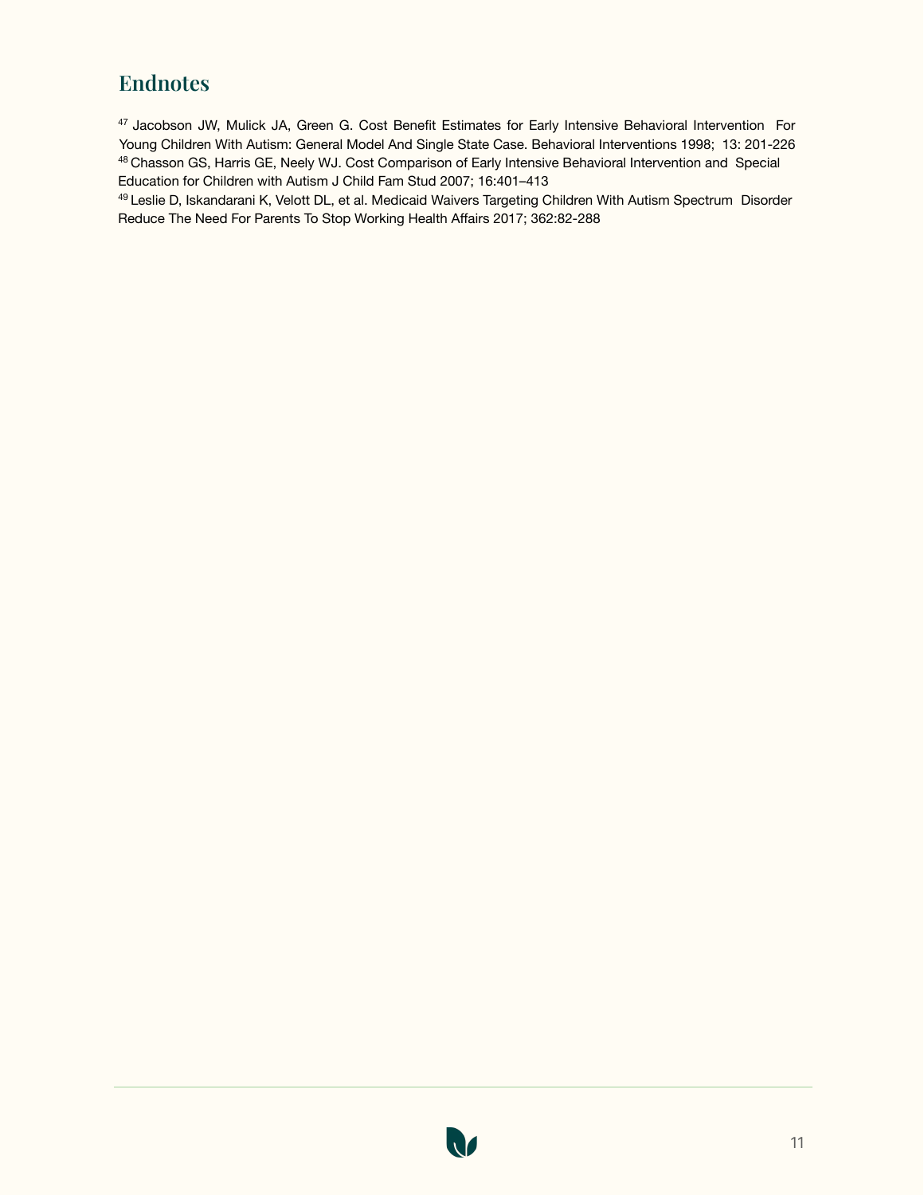## Endnotes

[47] Jacobson JW, Mulick JA, Green G. Cost Benefit Estimates for Early Intensive Behavioral Intervention For Young Children With Autism: General Model And Single State Case. Behavioral Interventions 1998; 13: 201-226

[48] Chasson GS, Harris GE, Neely WJ. Cost Comparison of Early Intensive Behavioral Intervention and Special Education for Children with Autism J Child Fam Stud 2007; 16:401–413

[49] Leslie D, Iskandarani K, Velott DL, et al. Medicaid Waivers Targeting Children With Autism Spectrum Disorder Reduce The Need For Parents To Stop Working Health Affairs 2017; 362:82-288